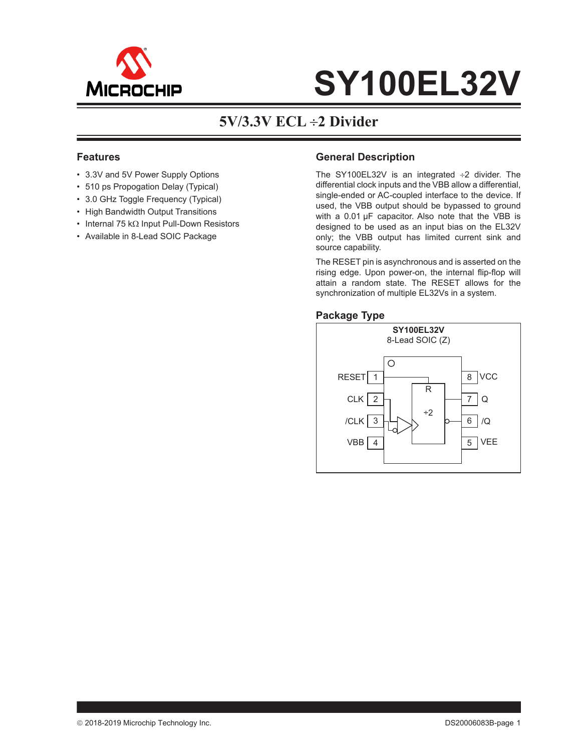# SY100EL32V

## 5V/3.3V ECL ÷2 Divider

### Features

- 3.3V and 5V Power Supply Options
- 510 ps Propogation Delay (Typical)
- 3.0 GHz Toggle Frequency (Typical)
- High Bandwidth Output Transitions
- Internal 75 kΩ Input Pull-Down Resistors
- Available in 8-Lead SOIC Package

### General Description

The SY100EL32V is an integrated ÷2 divider. The differential clock inputs and the VBB allow a differential, single-ended or AC-coupled interface to the device. If used, the VBB output should be bypassed to ground with a 0.01 µF capacitor. Also note that the VBB is designed to be used as an input bias on the EL32V only; the VBB output has limited current sink and source capability.

The RESET pin is asynchronous and is asserted on the rising edge. Upon power-on, the internal flip-flop will attain a random state. The RESET allows for the synchronization of multiple EL32Vs in a system.

### Package Type

**SY100EL32V**
8-Lead SOIC (Z)

| Pin | Name | Pin | Name |
|---|---|---|---|
| 1 | RESET | 8 | VCC |
| 2 | CLK | 7 | Q |
| 3 | /CLK | 6 | /Q |
| 4 | VBB | 5 | VEE |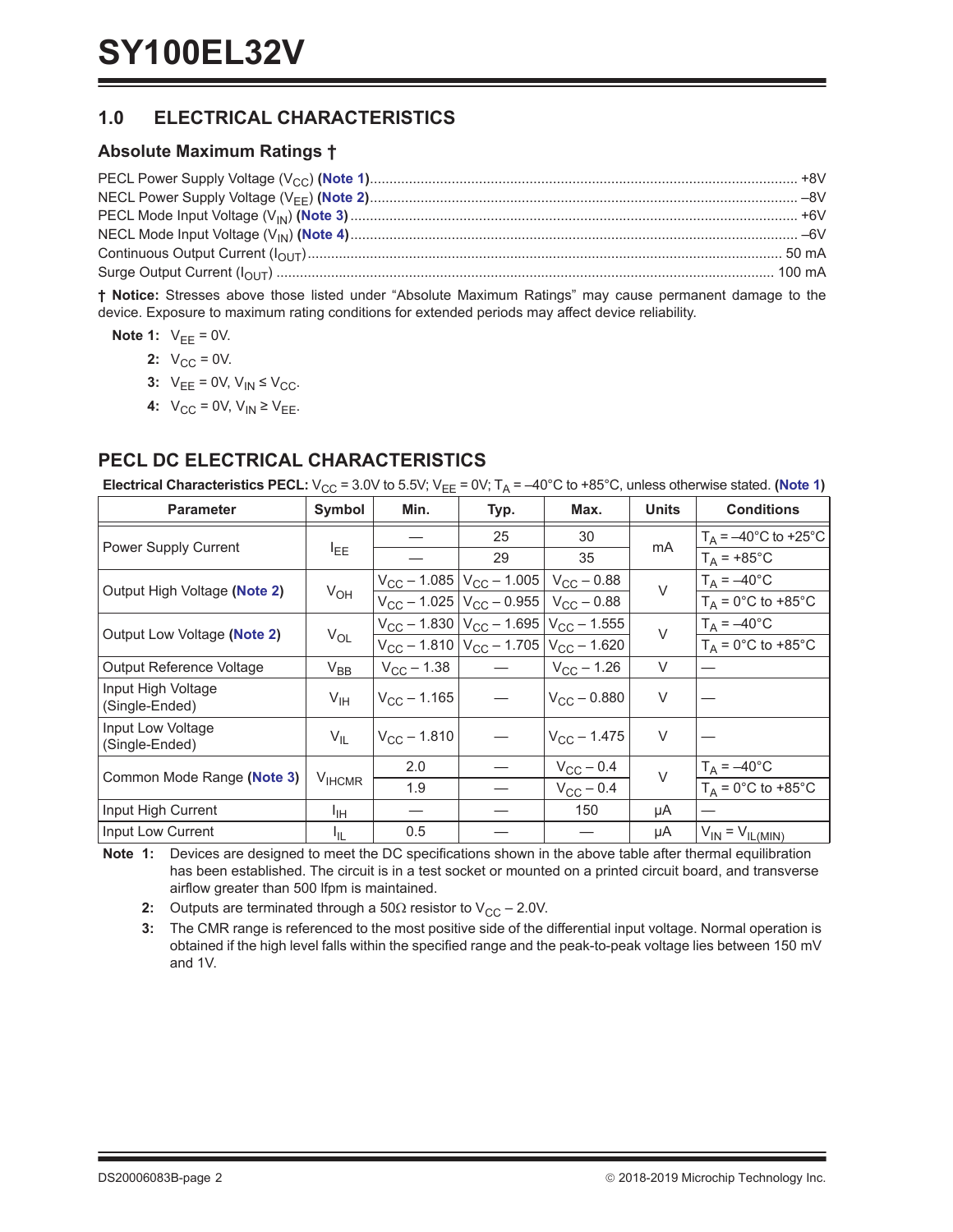## 1.0 ELECTRICAL CHARACTERISTICS

### Absolute Maximum Ratings †

PECL Power Supply Voltage ($V_{CC}$) **(Note 1)** .............. +8V
NECL Power Supply Voltage ($V_{EE}$) **(Note 2)** .............. –8V
PECL Mode Input Voltage ($V_{IN}$) **(Note 3)** .............. +6V
NECL Mode Input Voltage ($V_{IN}$) **(Note 4)** .............. –6V
Continuous Output Current ($I_{OUT}$) .............. 50 mA
Surge Output Current ($I_{OUT}$) .............. 100 mA

**† Notice:** Stresses above those listed under “Absolute Maximum Ratings” may cause permanent damage to the device. Exposure to maximum rating conditions for extended periods may affect device reliability.

**Note 1:** $V_{EE}$ = 0V.

**2:** $V_{CC}$ = 0V.

**3:** $V_{EE}$ = 0V, $V_{IN} \leq V_{CC}$.

**4:** $V_{CC}$ = 0V, $V_{IN} \geq V_{EE}$.

## PECL DC ELECTRICAL CHARACTERISTICS

**Electrical Characteristics PECL:** $V_{CC}$ = 3.0V to 5.5V; $V_{EE}$ = 0V; $T_A$ = –40°C to +85°C, unless otherwise stated. **(Note 1)**

| Parameter | Symbol | Min. | Typ. | Max. | Units | Conditions |
|---|---|---|---|---|---|---|
| Power Supply Current | $I_{EE}$ | — | 25 | 30 | mA | $T_A$ = –40°C to +25°C |
| | | — | 29 | 35 | | $T_A$ = +85°C |
| Output High Voltage **(Note 2)** | $V_{OH}$ | $V_{CC}$ – 1.085 | $V_{CC}$ – 1.005 | $V_{CC}$ – 0.88 | V | $T_A$ = –40°C |
| | | $V_{CC}$ – 1.025 | $V_{CC}$ – 0.955 | $V_{CC}$ – 0.88 | | $T_A$ = 0°C to +85°C |
| Output Low Voltage **(Note 2)** | $V_{OL}$ | $V_{CC}$ – 1.830 | $V_{CC}$ – 1.695 | $V_{CC}$ – 1.555 | V | $T_A$ = –40°C |
| | | $V_{CC}$ – 1.810 | $V_{CC}$ – 1.705 | $V_{CC}$ – 1.620 | | $T_A$ = 0°C to +85°C |
| Output Reference Voltage | $V_{BB}$ | $V_{CC}$ – 1.38 | — | $V_{CC}$ – 1.26 | V | — |
| Input High Voltage (Single-Ended) | $V_{IH}$ | $V_{CC}$ – 1.165 | — | $V_{CC}$ – 0.880 | V | — |
| Input Low Voltage (Single-Ended) | $V_{IL}$ | $V_{CC}$ – 1.810 | — | $V_{CC}$ – 1.475 | V | — |
| Common Mode Range **(Note 3)** | $V_{IHCMR}$ | 2.0 | — | $V_{CC}$ – 0.4 | V | $T_A$ = –40°C |
| | | 1.9 | — | $V_{CC}$ – 0.4 | | $T_A$ = 0°C to +85°C |
| Input High Current | $I_{IH}$ | — | — | 150 | µA | — |
| Input Low Current | $I_{IL}$ | 0.5 | — | — | µA | $V_{IN} = V_{IL(MIN)}$ |

**Note 1:** Devices are designed to meet the DC specifications shown in the above table after thermal equilibration has been established. The circuit is in a test socket or mounted on a printed circuit board, and transverse airflow greater than 500 lfpm is maintained.

**2:** Outputs are terminated through a 50Ω resistor to $V_{CC}$ – 2.0V.

**3:** The CMR range is referenced to the most positive side of the differential input voltage. Normal operation is obtained if the high level falls within the specified range and the peak-to-peak voltage lies between 150 mV and 1V.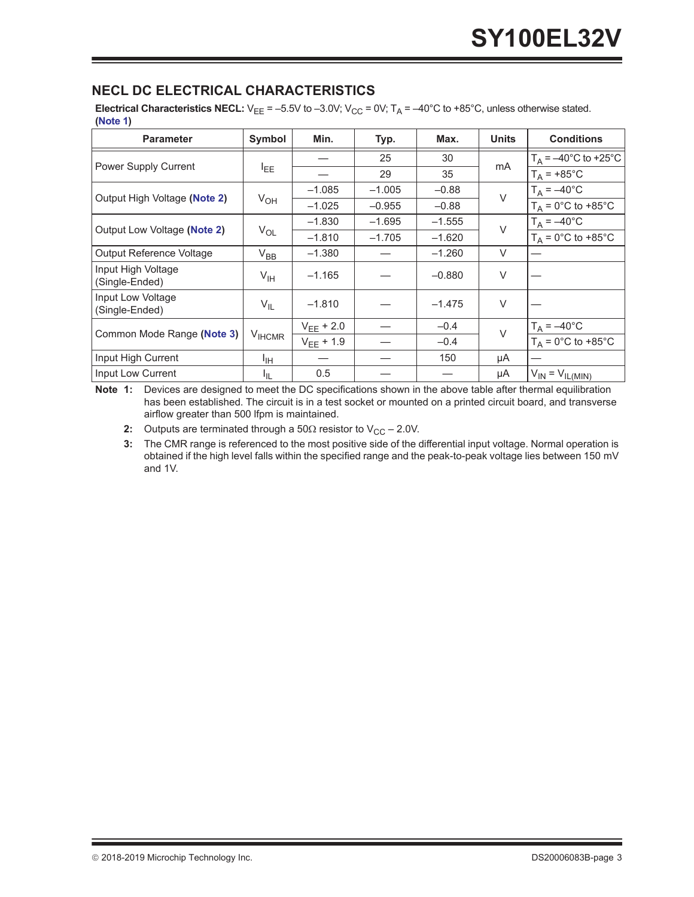## NECL DC ELECTRICAL CHARACTERISTICS

**Electrical Characteristics NECL:** $V_{EE}$ = –5.5V to –3.0V; $V_{CC}$ = 0V; $T_A$ = –40°C to +85°C, unless otherwise stated. (**Note 1**)

| Parameter | Symbol | Min. | Typ. | Max. | Units | Conditions |
|---|---|---|---|---|---|---|
| Power Supply Current | $I_{EE}$ | — | 25 | 30 | mA | $T_A$ = –40°C to +25°C |
| | | — | 29 | 35 | | $T_A$ = +85°C |
| Output High Voltage (**Note 2**) | $V_{OH}$ | –1.085 | –1.005 | –0.88 | V | $T_A$ = –40°C |
| | | –1.025 | –0.955 | –0.88 | | $T_A$ = 0°C to +85°C |
| Output Low Voltage (**Note 2**) | $V_{OL}$ | –1.830 | –1.695 | –1.555 | V | $T_A$ = –40°C |
| | | –1.810 | –1.705 | –1.620 | | $T_A$ = 0°C to +85°C |
| Output Reference Voltage | $V_{BB}$ | –1.380 | — | –1.260 | V | — |
| Input High Voltage (Single-Ended) | $V_{IH}$ | –1.165 | — | –0.880 | V | — |
| Input Low Voltage (Single-Ended) | $V_{IL}$ | –1.810 | — | –1.475 | V | — |
| Common Mode Range (**Note 3**) | $V_{IHCMR}$ | $V_{EE}$ + 2.0 | — | –0.4 | V | $T_A$ = –40°C |
| | | $V_{EE}$ + 1.9 | — | –0.4 | | $T_A$ = 0°C to +85°C |
| Input High Current | $I_{IH}$ | — | — | 150 | µA | — |
| Input Low Current | $I_{IL}$ | 0.5 | — | — | µA | $V_{IN} = V_{IL(MIN)}$ |

**Note 1:** Devices are designed to meet the DC specifications shown in the above table after thermal equilibration has been established. The circuit is in a test socket or mounted on a printed circuit board, and transverse airflow greater than 500 lfpm is maintained.

**2:** Outputs are terminated through a 50Ω resistor to $V_{CC}$ – 2.0V.

**3:** The CMR range is referenced to the most positive side of the differential input voltage. Normal operation is obtained if the high level falls within the specified range and the peak-to-peak voltage lies between 150 mV and 1V.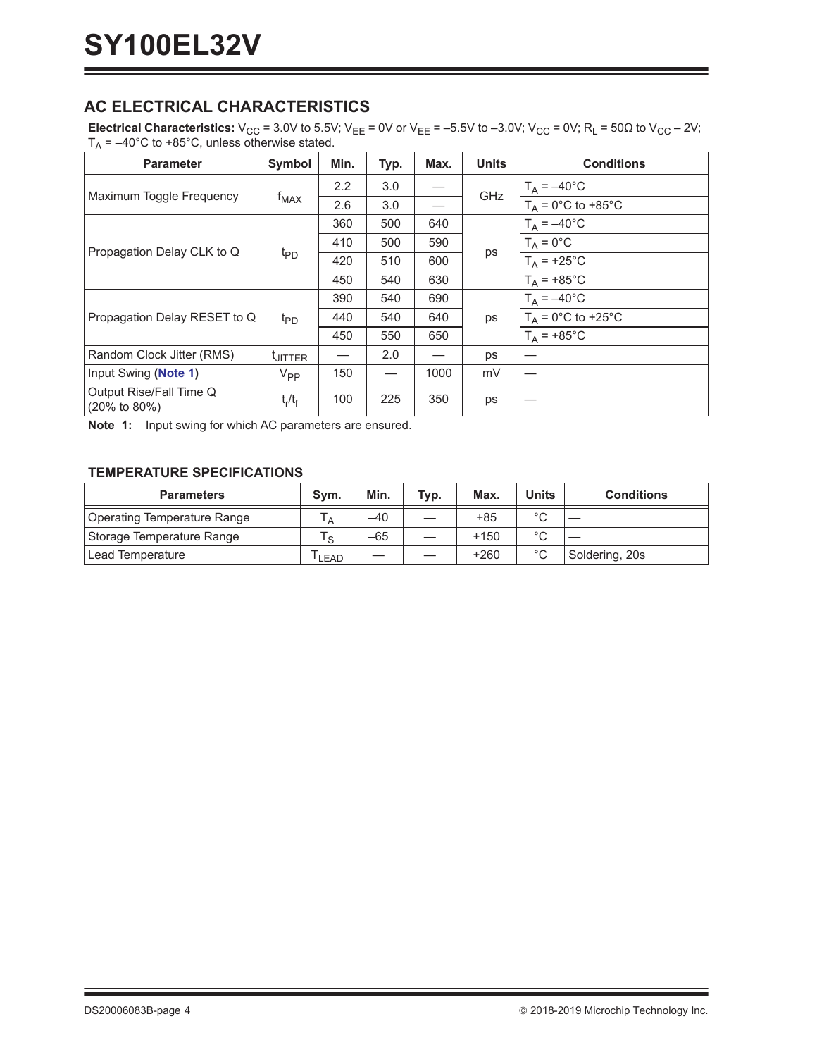## AC ELECTRICAL CHARACTERISTICS

**Electrical Characteristics:** $V_{CC}$ = 3.0V to 5.5V; $V_{EE}$ = 0V or $V_{EE}$ = –5.5V to –3.0V; $V_{CC}$ = 0V; $R_L$ = 50Ω to $V_{CC}$ – 2V; $T_A$ = –40°C to +85°C, unless otherwise stated.

| Parameter | Symbol | Min. | Typ. | Max. | Units | Conditions |
|---|---|---|---|---|---|---|
| Maximum Toggle Frequency | $f_{MAX}$ | 2.2 | 3.0 | — | GHz | $T_A$ = –40°C |
| | | 2.6 | 3.0 | — | | $T_A$ = 0°C to +85°C |
| Propagation Delay CLK to Q | $t_{PD}$ | 360 | 500 | 640 | ps | $T_A$ = –40°C |
| | | 410 | 500 | 590 | | $T_A$ = 0°C |
| | | 420 | 510 | 600 | | $T_A$ = +25°C |
| | | 450 | 540 | 630 | | $T_A$ = +85°C |
| Propagation Delay RESET to Q | $t_{PD}$ | 390 | 540 | 690 | ps | $T_A$ = –40°C |
| | | 440 | 540 | 640 | | $T_A$ = 0°C to +25°C |
| | | 450 | 550 | 650 | | $T_A$ = +85°C |
| Random Clock Jitter (RMS) | $t_{JITTER}$ | — | 2.0 | — | ps | — |
| Input Swing **(Note 1)** | $V_{PP}$ | 150 | — | 1000 | mV | — |
| Output Rise/Fall Time Q (20% to 80%) | $t_r/t_f$ | 100 | 225 | 350 | ps | — |

**Note 1:** Input swing for which AC parameters are ensured.

### TEMPERATURE SPECIFICATIONS

| Parameters | Sym. | Min. | Typ. | Max. | Units | Conditions |
|---|---|---|---|---|---|---|
| Operating Temperature Range | $T_A$ | –40 | — | +85 | °C | — |
| Storage Temperature Range | $T_S$ | –65 | — | +150 | °C | — |
| Lead Temperature | $T_{LEAD}$ | — | — | +260 | °C | Soldering, 20s |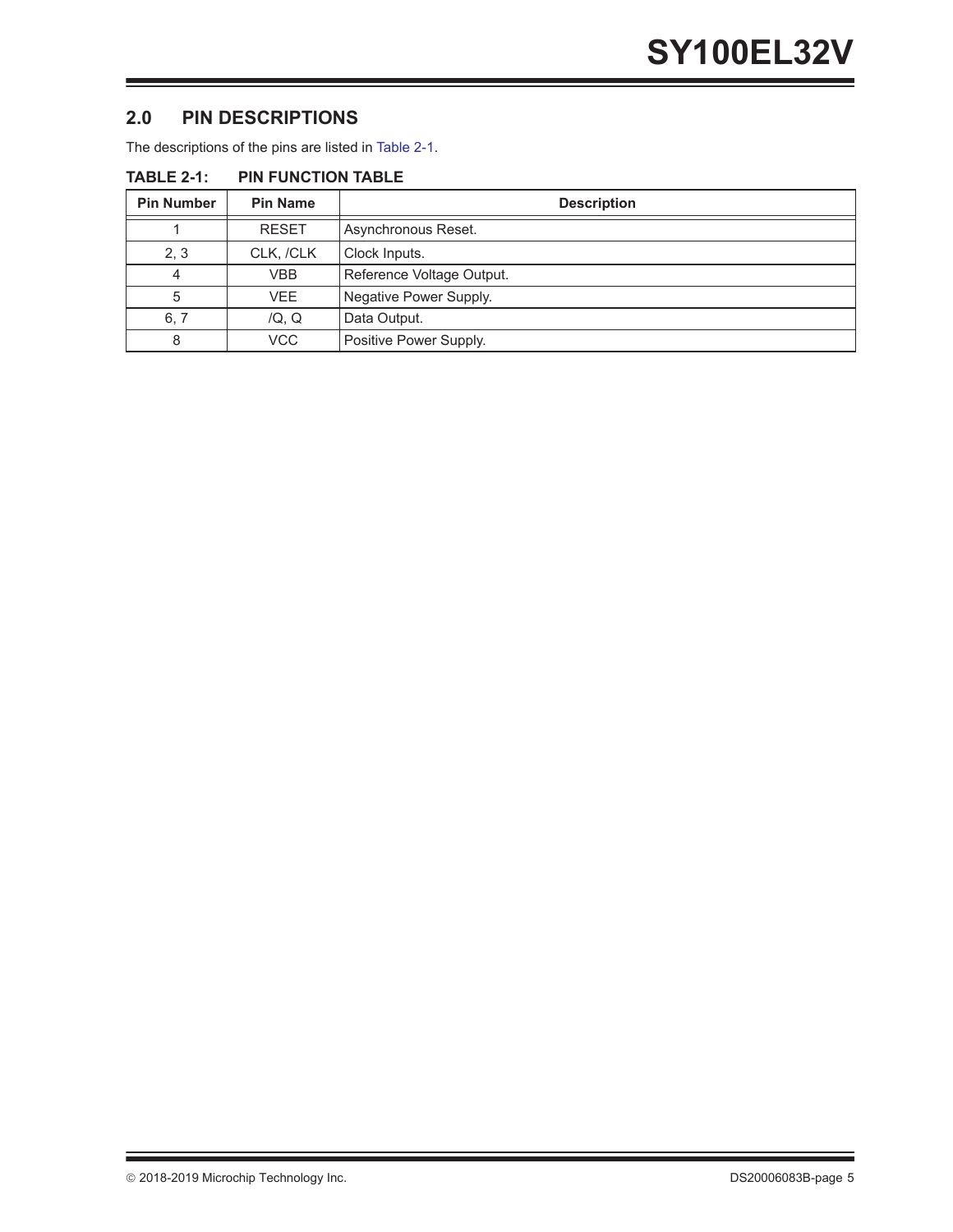## 2.0 PIN DESCRIPTIONS

The descriptions of the pins are listed in Table 2-1.

**TABLE 2-1: PIN FUNCTION TABLE**

| Pin Number | Pin Name | Description |
|---|---|---|
| 1 | RESET | Asynchronous Reset. |
| 2, 3 | CLK, /CLK | Clock Inputs. |
| 4 | VBB | Reference Voltage Output. |
| 5 | VEE | Negative Power Supply. |
| 6, 7 | /Q, Q | Data Output. |
| 8 | VCC | Positive Power Supply. |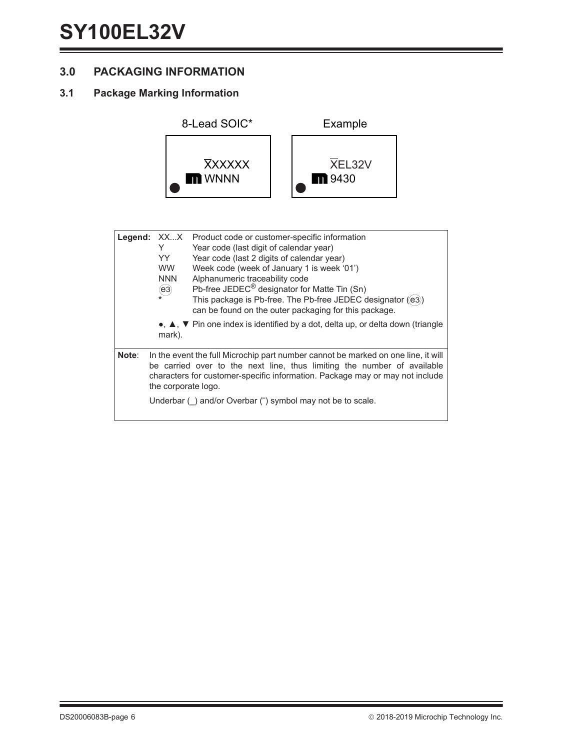## 3.0 PACKAGING INFORMATION

### 3.1 Package Marking Information

8-Lead SOIC*

X̄XXXXX
WNNN

Example

X̄EL32V
9430

| | | |
|---|---|---|
| **Legend:** | XX...X | Product code or customer-specific information |
| | Y | Year code (last digit of calendar year) |
| | YY | Year code (last 2 digits of calendar year) |
| | WW | Week code (week of January 1 is week '01') |
| | NNN | Alphanumeric traceability code |
| | (e3) | Pb-free JEDEC® designator for Matte Tin (Sn) |
| | * | This package is Pb-free. The Pb-free JEDEC designator ((e3)) can be found on the outer packaging for this package. |
| | ●, ▲, ▼ Pin one index is identified by a dot, delta up, or delta down (triangle mark). | |

**Note**: In the event the full Microchip part number cannot be marked on one line, it will be carried over to the next line, thus limiting the number of available characters for customer-specific information. Package may or may not include the corporate logo.

Underbar (_) and/or Overbar (‾) symbol may not be to scale.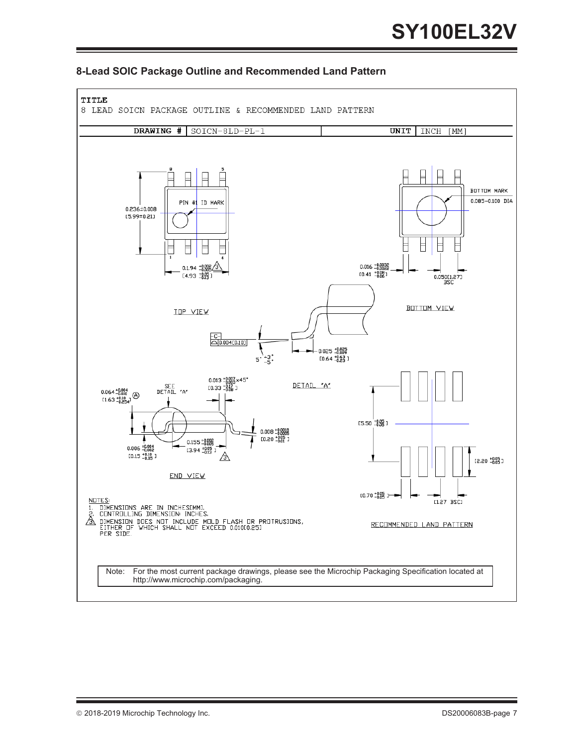## 8-Lead SOIC Package Outline and Recommended Land Pattern

TITLE

8 LEAD SOICN PACKAGE OUTLINE & RECOMMENDED LAND PATTERN

| DRAWING # | SOICN-8LD-PL-1 | UNIT | INCH [MM] |
|---|---|---|---|

TOP VIEW

PIN #1 ID MARK

0.236±0.008 [5.99±0.21]

0.194 $^{+0.002}_{-0.005}$ [4.93 $^{+0.05}_{-0.13}$] (3)

BOTTOM VIEW

BOTTOM MARK 0.085–0.100 DIA

0.016 $^{+0.0032}_{-0.0022}$ [0.41 $^{+0.08}_{-0.06}$]

0.050[1.27] BSC

DETAIL "A"

-C- 0.004[0.10]

5° $^{+3°}_{-5°}$

0.025 $^{+0.025}_{-0.009}$ [0.64 $^{+0.63}_{-0.23}$]

END VIEW

0.064 $^{+0.004}_{-0.010}$ [1.63 $^{+0.10}_{-0.254}$] (A)

SEE DETAIL "A"

0.013 $^{+0.007}_{-0.003}$ ×45° [0.33 $^{+0.17}_{-0.08}$]

0.008 $^{+0.0018}_{-0.0005}$ [0.20 $^{+0.05}_{-0.01}$]

0.155 $^{+0.002}_{-0.005}$ [3.94 $^{+0.05}_{-0.13}$] (3)

0.006 $^{+0.004}_{-0.002}$ [0.15 $^{+0.10}_{-0.05}$]

RECOMMENDED LAND PATTERN

[5.50 $^{+0.05}_{-0.05}$]

[2.20 $^{+0.05}_{-0.05}$]

[0.70 $^{+0.05}_{-0.05}$]

[1.27 BSC]

NOTES:
1. DIMENSIONS ARE IN INCHES[MM].
2. CONTROLLING DIMENSION: INCHES.
3. DIMENSION DOES NOT INCLUDE MOLD FLASH OR PROTRUSIONS, EITHER OF WHICH SHALL NOT EXCEED 0.010[0.25] PER SIDE.

Note: For the most current package drawings, please see the Microchip Packaging Specification located at http://www.microchip.com/packaging.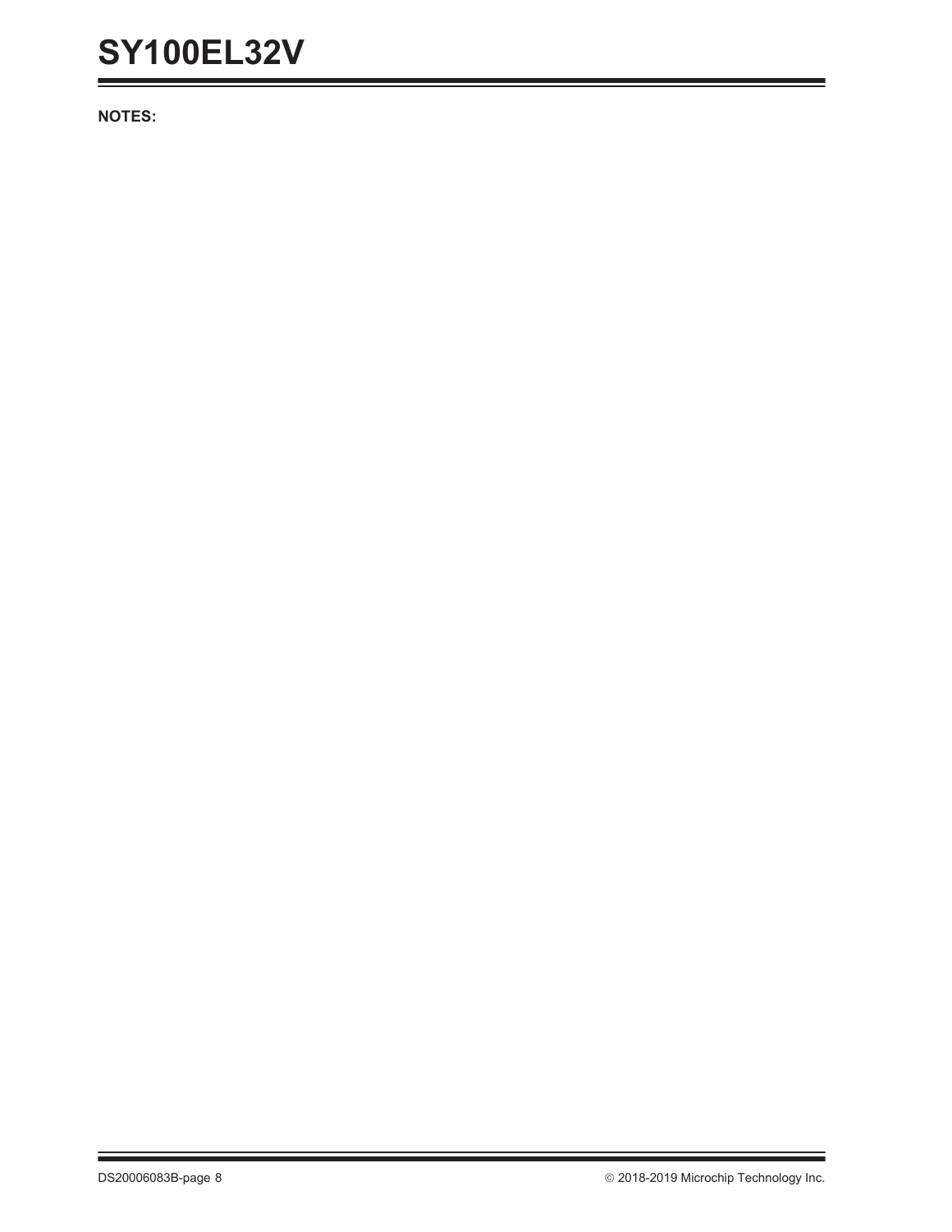**NOTES:**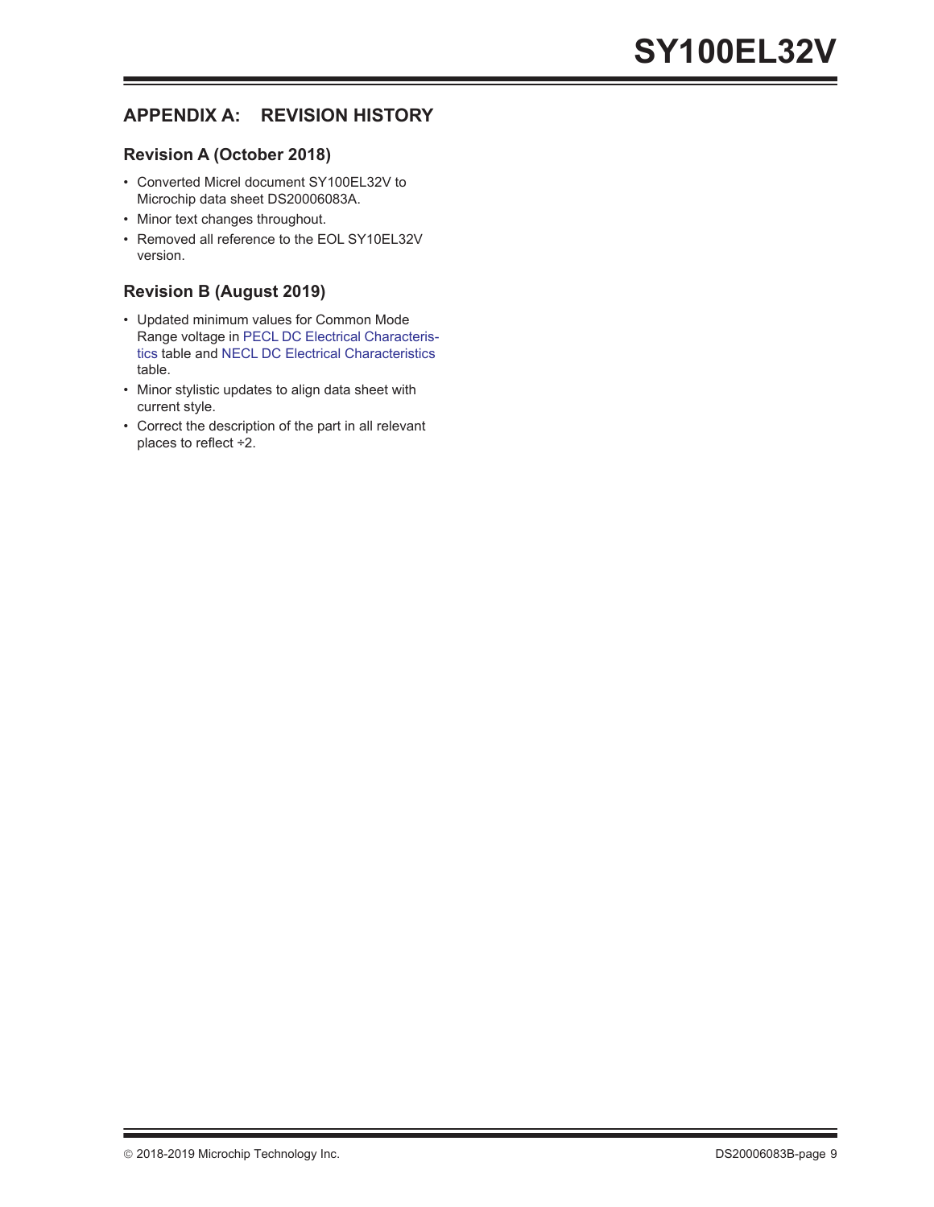## APPENDIX A: REVISION HISTORY

### Revision A (October 2018)

- Converted Micrel document SY100EL32V to Microchip data sheet DS20006083A.
- Minor text changes throughout.
- Removed all reference to the EOL SY10EL32V version.

### Revision B (August 2019)

- Updated minimum values for Common Mode Range voltage in PECL DC Electrical Characteristics table and NECL DC Electrical Characteristics table.
- Minor stylistic updates to align data sheet with current style.
- Correct the description of the part in all relevant places to reflect ÷2.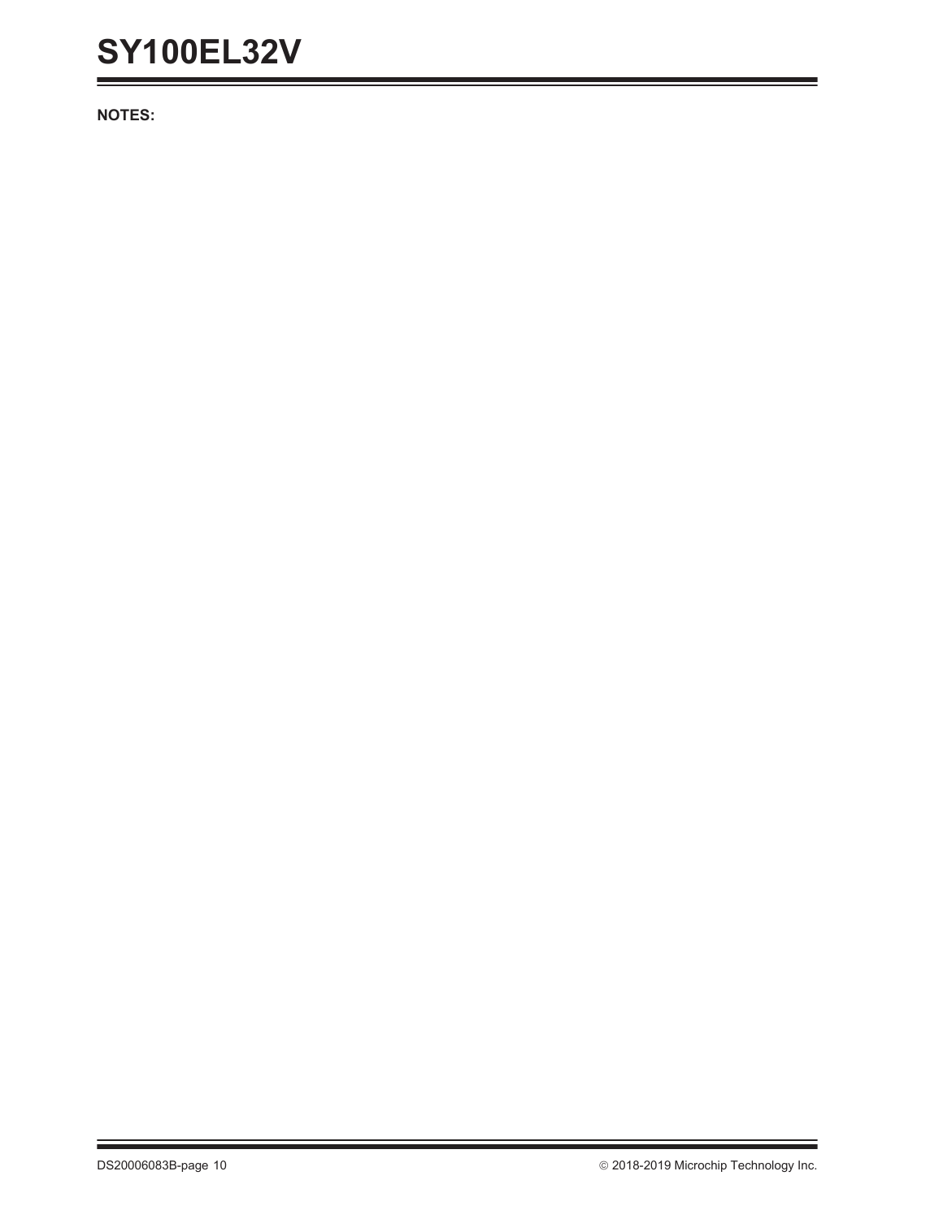**NOTES:**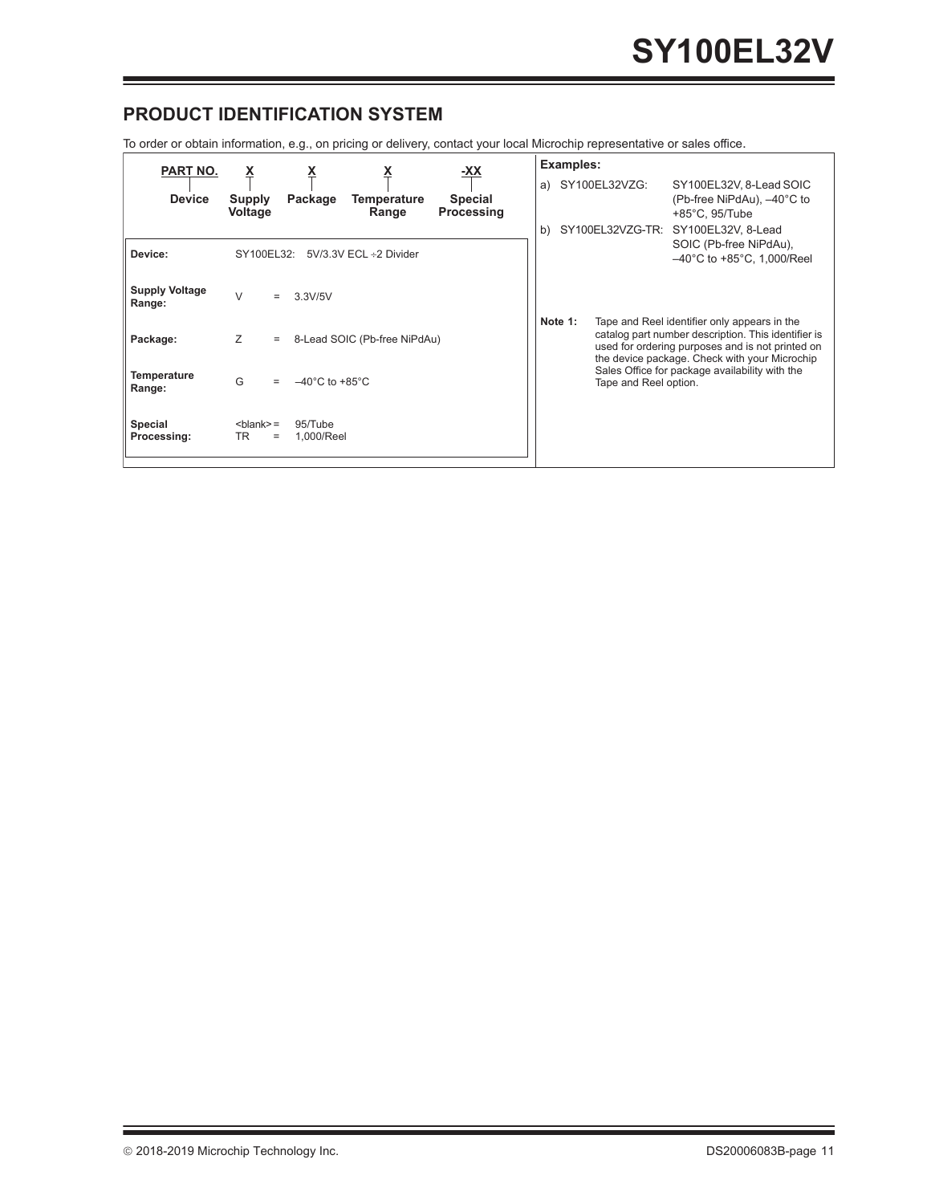## PRODUCT IDENTIFICATION SYSTEM

To order or obtain information, e.g., on pricing or delivery, contact your local Microchip representative or sales office.

| PART NO. | X | X | X | -XX |
|---|---|---|---|---|
| Device | Supply Voltage | Package | Temperature Range | Special Processing |

| | |
|---|---|
| **Device:** | SY100EL32: 5V/3.3V ECL ÷2 Divider |
| **Supply Voltage Range:** | V = 3.3V/5V |
| **Package:** | Z = 8-Lead SOIC (Pb-free NiPdAu) |
| **Temperature Range:** | G = –40°C to +85°C |
| **Special Processing:** | <blank> = 95/Tube<br>TR = 1,000/Reel |

**Examples:**

a) SY100EL32VZG: SY100EL32V, 8-Lead SOIC (Pb-free NiPdAu), –40°C to +85°C, 95/Tube

b) SY100EL32VZG-TR: SY100EL32V, 8-Lead SOIC (Pb-free NiPdAu), –40°C to +85°C, 1,000/Reel

**Note 1:** Tape and Reel identifier only appears in the catalog part number description. This identifier is used for ordering purposes and is not printed on the device package. Check with your Microchip Sales Office for package availability with the Tape and Reel option.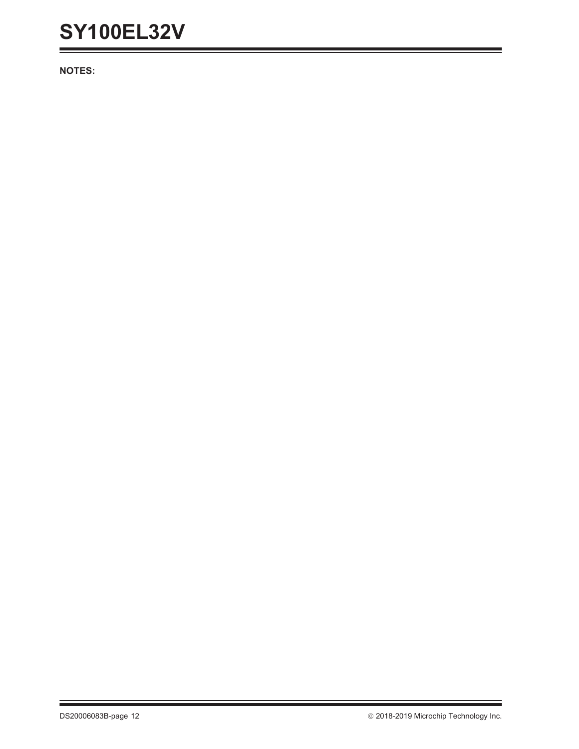**NOTES:**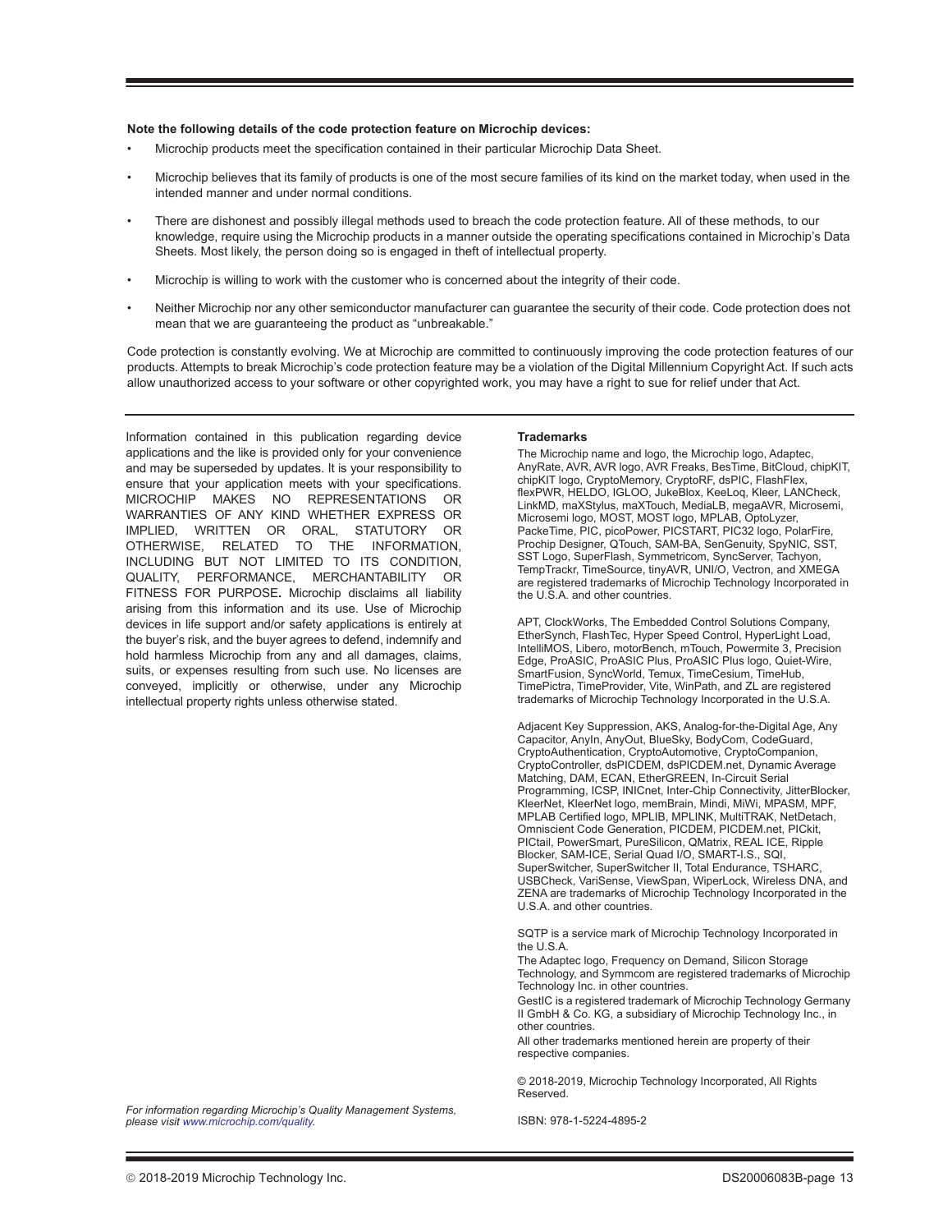**Note the following details of the code protection feature on Microchip devices:**

- Microchip products meet the specification contained in their particular Microchip Data Sheet.
- Microchip believes that its family of products is one of the most secure families of its kind on the market today, when used in the intended manner and under normal conditions.
- There are dishonest and possibly illegal methods used to breach the code protection feature. All of these methods, to our knowledge, require using the Microchip products in a manner outside the operating specifications contained in Microchip's Data Sheets. Most likely, the person doing so is engaged in theft of intellectual property.
- Microchip is willing to work with the customer who is concerned about the integrity of their code.
- Neither Microchip nor any other semiconductor manufacturer can guarantee the security of their code. Code protection does not mean that we are guaranteeing the product as "unbreakable."

Code protection is constantly evolving. We at Microchip are committed to continuously improving the code protection features of our products. Attempts to break Microchip's code protection feature may be a violation of the Digital Millennium Copyright Act. If such acts allow unauthorized access to your software or other copyrighted work, you may have a right to sue for relief under that Act.

Information contained in this publication regarding device applications and the like is provided only for your convenience and may be superseded by updates. It is your responsibility to ensure that your application meets with your specifications. MICROCHIP MAKES NO REPRESENTATIONS OR WARRANTIES OF ANY KIND WHETHER EXPRESS OR IMPLIED, WRITTEN OR ORAL, STATUTORY OR OTHERWISE, RELATED TO THE INFORMATION, INCLUDING BUT NOT LIMITED TO ITS CONDITION, QUALITY, PERFORMANCE, MERCHANTABILITY OR FITNESS FOR PURPOSE**.** Microchip disclaims all liability arising from this information and its use. Use of Microchip devices in life support and/or safety applications is entirely at the buyer's risk, and the buyer agrees to defend, indemnify and hold harmless Microchip from any and all damages, claims, suits, or expenses resulting from such use. No licenses are conveyed, implicitly or otherwise, under any Microchip intellectual property rights unless otherwise stated.

*For information regarding Microchip's Quality Management Systems, please visit www.microchip.com/quality.*

**Trademarks**

The Microchip name and logo, the Microchip logo, Adaptec, AnyRate, AVR, AVR logo, AVR Freaks, BesTime, BitCloud, chipKIT, chipKIT logo, CryptoMemory, CryptoRF, dsPIC, FlashFlex, flexPWR, HELDO, IGLOO, JukeBlox, KeeLoq, Kleer, LANCheck, LinkMD, maXStylus, maXTouch, MediaLB, megaAVR, Microsemi, Microsemi logo, MOST, MOST logo, MPLAB, OptoLyzer, PackeTime, PIC, picoPower, PICSTART, PIC32 logo, PolarFire, Prochip Designer, QTouch, SAM-BA, SenGenuity, SpyNIC, SST, SST Logo, SuperFlash, Symmetricom, SyncServer, Tachyon, TempTrackr, TimeSource, tinyAVR, UNI/O, Vectron, and XMEGA are registered trademarks of Microchip Technology Incorporated in the U.S.A. and other countries.

APT, ClockWorks, The Embedded Control Solutions Company, EtherSynch, FlashTec, Hyper Speed Control, HyperLight Load, IntelliMOS, Libero, motorBench, mTouch, Powermite 3, Precision Edge, ProASIC, ProASIC Plus, ProASIC Plus logo, Quiet-Wire, SmartFusion, SyncWorld, Temux, TimeCesium, TimeHub, TimePictra, TimeProvider, Vite, WinPath, and ZL are registered trademarks of Microchip Technology Incorporated in the U.S.A.

Adjacent Key Suppression, AKS, Analog-for-the-Digital Age, Any Capacitor, AnyIn, AnyOut, BlueSky, BodyCom, CodeGuard, CryptoAuthentication, CryptoAutomotive, CryptoCompanion, CryptoController, dsPICDEM, dsPICDEM.net, Dynamic Average Matching, DAM, ECAN, EtherGREEN, In-Circuit Serial Programming, ICSP, INICnet, Inter-Chip Connectivity, JitterBlocker, KleerNet, KleerNet logo, memBrain, Mindi, MiWi, MPASM, MPF, MPLAB Certified logo, MPLIB, MPLINK, MultiTRAK, NetDetach, Omniscient Code Generation, PICDEM, PICDEM.net, PICkit, PICtail, PowerSmart, PureSilicon, QMatrix, REAL ICE, Ripple Blocker, SAM-ICE, Serial Quad I/O, SMART-I.S., SQI, SuperSwitcher, SuperSwitcher II, Total Endurance, TSHARC, USBCheck, VariSense, ViewSpan, WiperLock, Wireless DNA, and ZENA are trademarks of Microchip Technology Incorporated in the U.S.A. and other countries.

SQTP is a service mark of Microchip Technology Incorporated in the U.S.A.

The Adaptec logo, Frequency on Demand, Silicon Storage Technology, and Symmcom are registered trademarks of Microchip Technology Inc. in other countries.

GestIC is a registered trademark of Microchip Technology Germany II GmbH & Co. KG, a subsidiary of Microchip Technology Inc., in other countries.

All other trademarks mentioned herein are property of their respective companies.

© 2018-2019, Microchip Technology Incorporated, All Rights Reserved.

ISBN: 978-1-5224-4895-2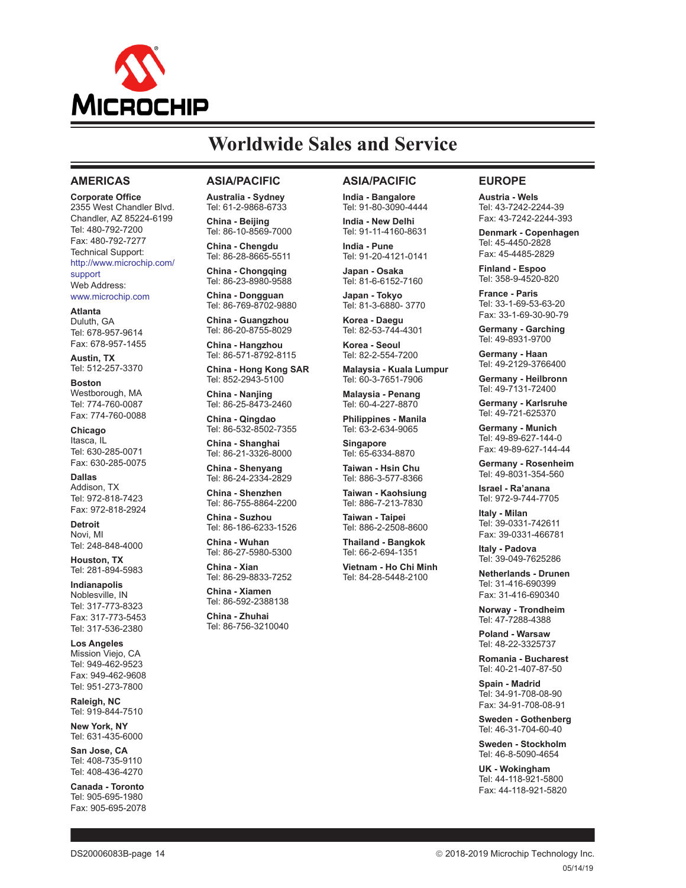# Worldwide Sales and Service

## AMERICAS

**Corporate Office**
2355 West Chandler Blvd.
Chandler, AZ 85224-6199
Tel: 480-792-7200
Fax: 480-792-7277
Technical Support:
http://www.microchip.com/support
Web Address:
www.microchip.com

**Atlanta**
Duluth, GA
Tel: 678-957-9614
Fax: 678-957-1455

**Austin, TX**
Tel: 512-257-3370

**Boston**
Westborough, MA
Tel: 774-760-0087
Fax: 774-760-0088

**Chicago**
Itasca, IL
Tel: 630-285-0071
Fax: 630-285-0075

**Dallas**
Addison, TX
Tel: 972-818-7423
Fax: 972-818-2924

**Detroit**
Novi, MI
Tel: 248-848-4000

**Houston, TX**
Tel: 281-894-5983

**Indianapolis**
Noblesville, IN
Tel: 317-773-8323
Fax: 317-773-5453
Tel: 317-536-2380

**Los Angeles**
Mission Viejo, CA
Tel: 949-462-9523
Fax: 949-462-9608
Tel: 951-273-7800

**Raleigh, NC**
Tel: 919-844-7510

**New York, NY**
Tel: 631-435-6000

**San Jose, CA**
Tel: 408-735-9110
Tel: 408-436-4270

**Canada - Toronto**
Tel: 905-695-1980
Fax: 905-695-2078

## ASIA/PACIFIC

**Australia - Sydney**
Tel: 61-2-9868-6733

**China - Beijing**
Tel: 86-10-8569-7000

**China - Chengdu**
Tel: 86-28-8665-5511

**China - Chongqing**
Tel: 86-23-8980-9588

**China - Dongguan**
Tel: 86-769-8702-9880

**China - Guangzhou**
Tel: 86-20-8755-8029

**China - Hangzhou**
Tel: 86-571-8792-8115

**China - Hong Kong SAR**
Tel: 852-2943-5100

**China - Nanjing**
Tel: 86-25-8473-2460

**China - Qingdao**
Tel: 86-532-8502-7355

**China - Shanghai**
Tel: 86-21-3326-8000

**China - Shenyang**
Tel: 86-24-2334-2829

**China - Shenzhen**
Tel: 86-755-8864-2200

**China - Suzhou**
Tel: 86-186-6233-1526

**China - Wuhan**
Tel: 86-27-5980-5300

**China - Xian**
Tel: 86-29-8833-7252

**China - Xiamen**
Tel: 86-592-2388138

**China - Zhuhai**
Tel: 86-756-3210040

## ASIA/PACIFIC

**India - Bangalore**
Tel: 91-80-3090-4444

**India - New Delhi**
Tel: 91-11-4160-8631

**India - Pune**
Tel: 91-20-4121-0141

**Japan - Osaka**
Tel: 81-6-6152-7160

**Japan - Tokyo**
Tel: 81-3-6880- 3770

**Korea - Daegu**
Tel: 82-53-744-4301

**Korea - Seoul**
Tel: 82-2-554-7200

**Malaysia - Kuala Lumpur**
Tel: 60-3-7651-7906

**Malaysia - Penang**
Tel: 60-4-227-8870

**Philippines - Manila**
Tel: 63-2-634-9065

**Singapore**
Tel: 65-6334-8870

**Taiwan - Hsin Chu**
Tel: 886-3-577-8366

**Taiwan - Kaohsiung**
Tel: 886-7-213-7830

**Taiwan - Taipei**
Tel: 886-2-2508-8600

**Thailand - Bangkok**
Tel: 66-2-694-1351

**Vietnam - Ho Chi Minh**
Tel: 84-28-5448-2100

## EUROPE

**Austria - Wels**
Tel: 43-7242-2244-39
Fax: 43-7242-2244-393

**Denmark - Copenhagen**
Tel: 45-4450-2828
Fax: 45-4485-2829

**Finland - Espoo**
Tel: 358-9-4520-820

**France - Paris**
Tel: 33-1-69-53-63-20
Fax: 33-1-69-30-90-79

**Germany - Garching**
Tel: 49-8931-9700

**Germany - Haan**
Tel: 49-2129-3766400

**Germany - Heilbronn**
Tel: 49-7131-72400

**Germany - Karlsruhe**
Tel: 49-721-625370

**Germany - Munich**
Tel: 49-89-627-144-0
Fax: 49-89-627-144-44

**Germany - Rosenheim**
Tel: 49-8031-354-560

**Israel - Ra'anana**
Tel: 972-9-744-7705

**Italy - Milan**
Tel: 39-0331-742611
Fax: 39-0331-466781

**Italy - Padova**
Tel: 39-049-7625286

**Netherlands - Drunen**
Tel: 31-416-690399
Fax: 31-416-690340

**Norway - Trondheim**
Tel: 47-7288-4388

**Poland - Warsaw**
Tel: 48-22-3325737

**Romania - Bucharest**
Tel: 40-21-407-87-50

**Spain - Madrid**
Tel: 34-91-708-08-90
Fax: 34-91-708-08-91

**Sweden - Gothenberg**
Tel: 46-31-704-60-40

**Sweden - Stockholm**
Tel: 46-8-5090-4654

**UK - Wokingham**
Tel: 44-118-921-5800
Fax: 44-118-921-5820

05/14/19